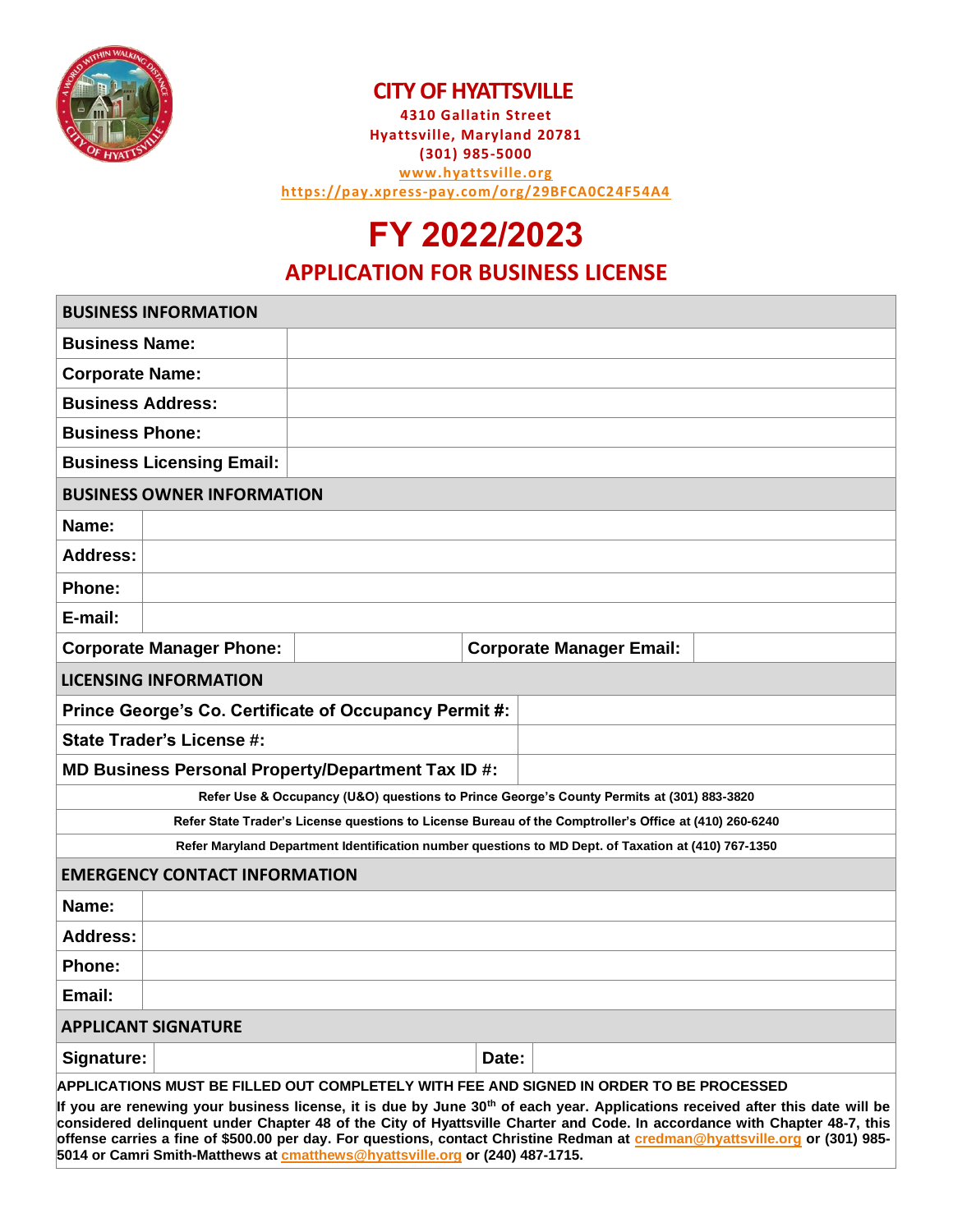# CITY OF HYATTSVILLE

**4310 Gallatin Street**
**Hyattsville, Maryland 20781**
**(301) 985-5000**
**www.hyattsville.org**
**https://pay.xpress-pay.com/org/29BFCA0C24F54A4**

# FY 2022/2023

## APPLICATION FOR BUSINESS LICENSE

| BUSINESS INFORMATION | |
|---|---|
| **Business Name:** | |
| **Corporate Name:** | |
| **Business Address:** | |
| **Business Phone:** | |
| **Business Licensing Email:** | |

| BUSINESS OWNER INFORMATION | | | |
|---|---|---|---|
| **Name:** | | | |
| **Address:** | | | |
| **Phone:** | | | |
| **E-mail:** | | | |
| **Corporate Manager Phone:** | | **Corporate Manager Email:** | |

| LICENSING INFORMATION | |
|---|---|
| **Prince George's Co. Certificate of Occupancy Permit #:** | |
| **State Trader's License #:** | |
| **MD Business Personal Property/Department Tax ID #:** | |

**Refer Use & Occupancy (U&O) questions to Prince George's County Permits at (301) 883-3820**

**Refer State Trader's License questions to License Bureau of the Comptroller's Office at (410) 260-6240**

**Refer Maryland Department Identification number questions to MD Dept. of Taxation at (410) 767-1350**

| EMERGENCY CONTACT INFORMATION | |
|---|---|
| **Name:** | |
| **Address:** | |
| **Phone:** | |
| **Email:** | |

| APPLICANT SIGNATURE | | | |
|---|---|---|---|
| **Signature:** | | **Date:** | |

**APPLICATIONS MUST BE FILLED OUT COMPLETELY WITH FEE AND SIGNED IN ORDER TO BE PROCESSED**

**If you are renewing your business license, it is due by June 30th of each year. Applications received after this date will be considered delinquent under Chapter 48 of the City of Hyattsville Charter and Code. In accordance with Chapter 48-7, this offense carries a fine of $500.00 per day. For questions, contact Christine Redman at credman@hyattsville.org or (301) 985-5014 or Camri Smith-Matthews at cmatthews@hyattsville.org or (240) 487-1715.**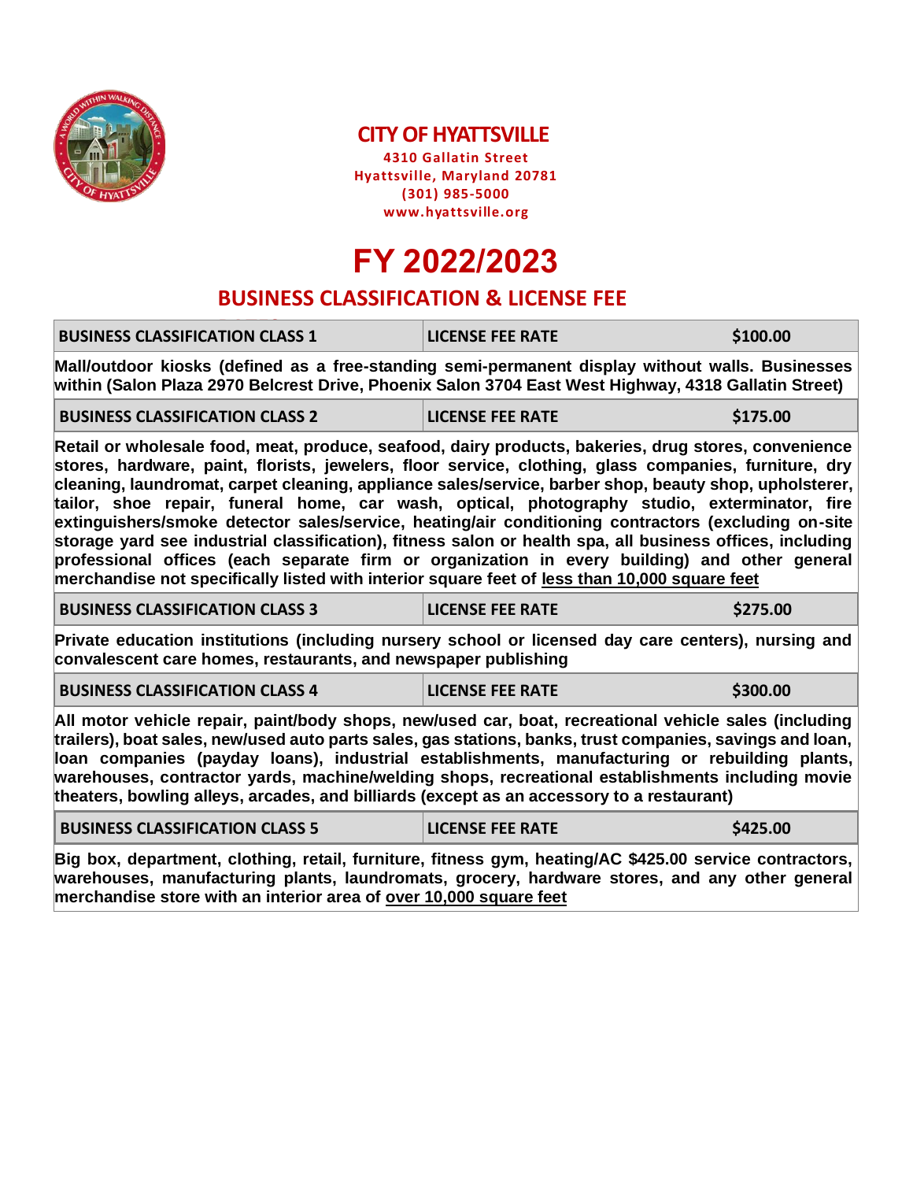# CITY OF HYATTSVILLE

**4310 Gallatin Street**
**Hyattsville, Maryland 20781**
**(301) 985-5000**
**www.hyattsville.org**

# FY 2022/2023

## BUSINESS CLASSIFICATION & LICENSE FEE

| BUSINESS CLASSIFICATION CLASS 1 | LICENSE FEE RATE | $100.00 |
|---|---|---|

**Mall/outdoor kiosks (defined as a free-standing semi-permanent display without walls. Businesses within (Salon Plaza 2970 Belcrest Drive, Phoenix Salon 3704 East West Highway, 4318 Gallatin Street)**

| BUSINESS CLASSIFICATION CLASS 2 | LICENSE FEE RATE | $175.00 |
|---|---|---|

**Retail or wholesale food, meat, produce, seafood, dairy products, bakeries, drug stores, convenience stores, hardware, paint, florists, jewelers, floor service, clothing, glass companies, furniture, dry cleaning, laundromat, carpet cleaning, appliance sales/service, barber shop, beauty shop, upholsterer, tailor, shoe repair, funeral home, car wash, optical, photography studio, exterminator, fire extinguishers/smoke detector sales/service, heating/air conditioning contractors (excluding on-site storage yard see industrial classification), fitness salon or health spa, all business offices, including professional offices (each separate firm or organization in every building) and other general merchandise not specifically listed with interior square feet of <u>less than 10,000 square feet</u>**

| BUSINESS CLASSIFICATION CLASS 3 | LICENSE FEE RATE | $275.00 |
|---|---|---|

**Private education institutions (including nursery school or licensed day care centers), nursing and convalescent care homes, restaurants, and newspaper publishing**

| BUSINESS CLASSIFICATION CLASS 4 | LICENSE FEE RATE | $300.00 |
|---|---|---|

**All motor vehicle repair, paint/body shops, new/used car, boat, recreational vehicle sales (including trailers), boat sales, new/used auto parts sales, gas stations, banks, trust companies, savings and loan, loan companies (payday loans), industrial establishments, manufacturing or rebuilding plants, warehouses, contractor yards, machine/welding shops, recreational establishments including movie theaters, bowling alleys, arcades, and billiards (except as an accessory to a restaurant)**

| BUSINESS CLASSIFICATION CLASS 5 | LICENSE FEE RATE | $425.00 |
|---|---|---|

**Big box, department, clothing, retail, furniture, fitness gym, heating/AC $425.00 service contractors, warehouses, manufacturing plants, laundromats, grocery, hardware stores, and any other general merchandise store with an interior area of <u>over 10,000 square feet</u>**